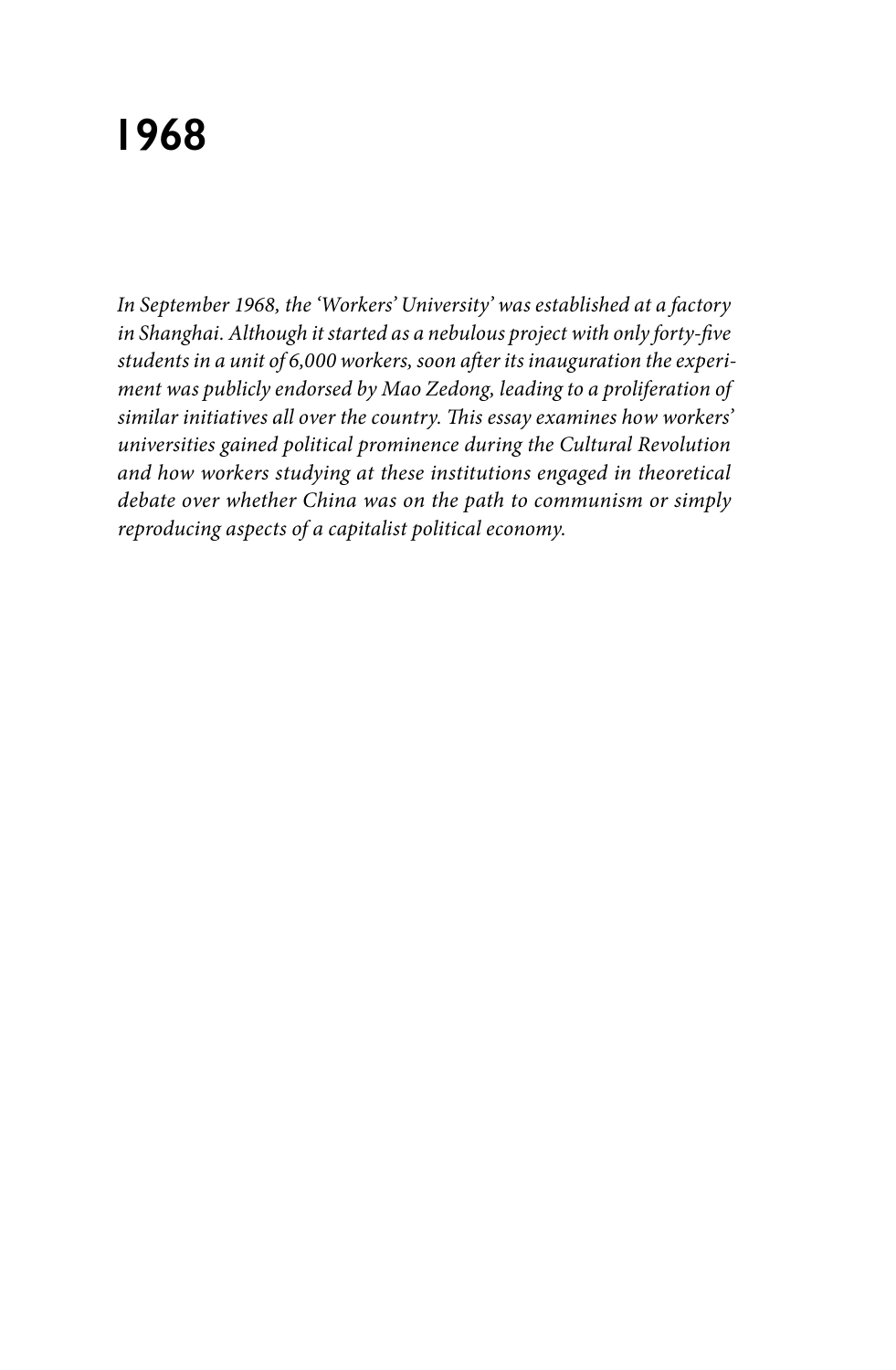# 1968

*In September 1968, the 'Workers' University' was established at a factory in Shanghai. Although it started as a nebulous project with only forty-five students in a unit of 6,000 workers, soon after its inauguration the experiment was publicly endorsed by Mao Zedong, leading to a proliferation of similar initiatives all over the country. This essay examines how workers' universities gained political prominence during the Cultural Revolution and how workers studying at these institutions engaged in theoretical debate over whether China was on the path to communism or simply reproducing aspects of a capitalist political economy.*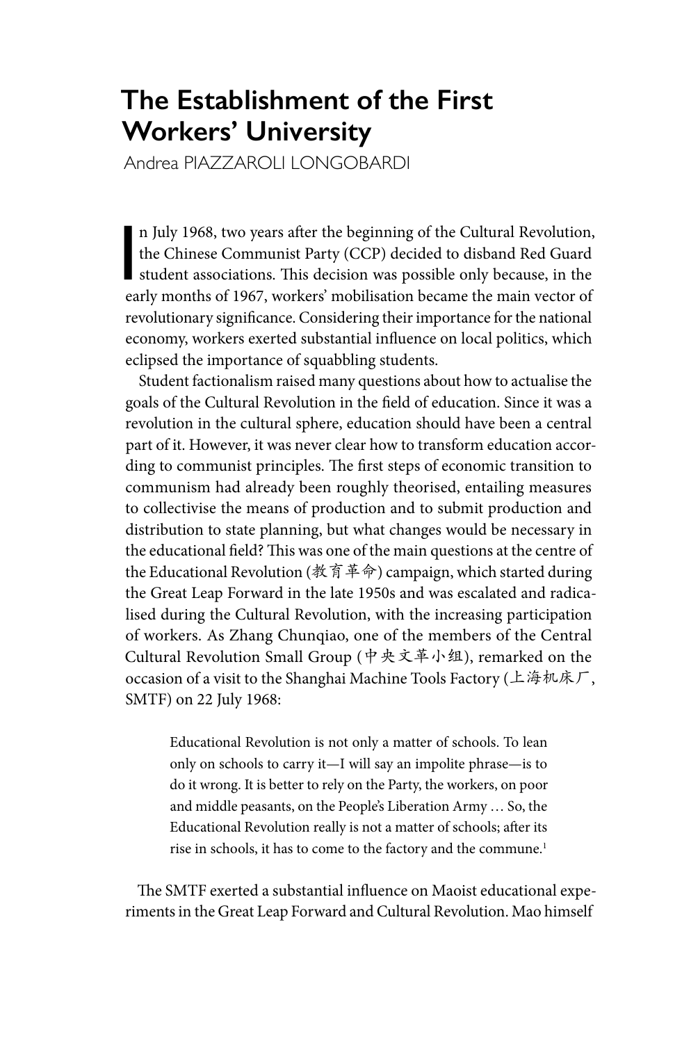# The Establishment of the First Workers' University

Andrea PIAZZAROLI LONGOBARDI

In July 1968, two years after the beginning of the Cultural Revolution, the Chinese Communist Party (CCP) decided to disband Red Guard student associations. This decision was possible only because, in the early months of 1967, workers' mobilisation became the main vector of revolutionary significance. Considering their importance for the national economy, workers exerted substantial influence on local politics, which eclipsed the importance of squabbling students.

Student factionalism raised many questions about how to actualise the goals of the Cultural Revolution in the field of education. Since it was a revolution in the cultural sphere, education should have been a central part of it. However, it was never clear how to transform education according to communist principles. The first steps of economic transition to communism had already been roughly theorised, entailing measures to collectivise the means of production and to submit production and distribution to state planning, but what changes would be necessary in the educational field? This was one of the main questions at the centre of the Educational Revolution (教育革命) campaign, which started during the Great Leap Forward in the late 1950s and was escalated and radicalised during the Cultural Revolution, with the increasing participation of workers. As Zhang Chunqiao, one of the members of the Central Cultural Revolution Small Group (中央文革小组), remarked on the occasion of a visit to the Shanghai Machine Tools Factory (上海机床厂, SMTF) on 22 July 1968:

> Educational Revolution is not only a matter of schools. To lean only on schools to carry it—I will say an impolite phrase—is to do it wrong. It is better to rely on the Party, the workers, on poor and middle peasants, on the People's Liberation Army … So, the Educational Revolution really is not a matter of schools; after its rise in schools, it has to come to the factory and the commune.[1]

The SMTF exerted a substantial influence on Maoist educational experiments in the Great Leap Forward and Cultural Revolution. Mao himself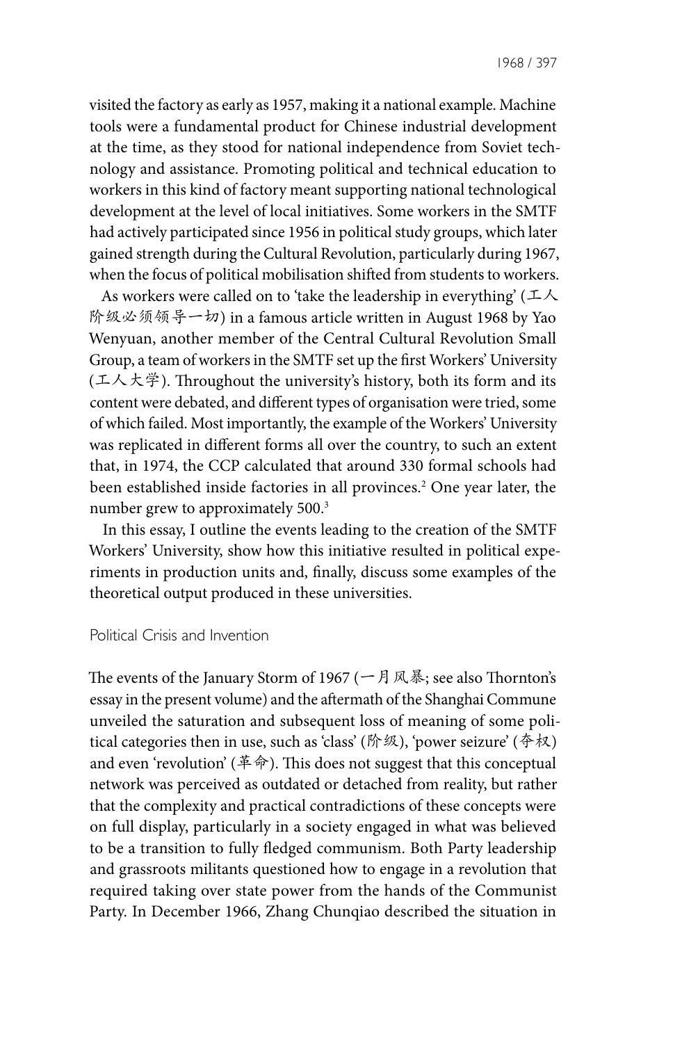visited the factory as early as 1957, making it a national example. Machine tools were a fundamental product for Chinese industrial development at the time, as they stood for national independence from Soviet technology and assistance. Promoting political and technical education to workers in this kind of factory meant supporting national technological development at the level of local initiatives. Some workers in the SMTF had actively participated since 1956 in political study groups, which later gained strength during the Cultural Revolution, particularly during 1967, when the focus of political mobilisation shifted from students to workers.

As workers were called on to 'take the leadership in everything' (工人阶级必须领导一切) in a famous article written in August 1968 by Yao Wenyuan, another member of the Central Cultural Revolution Small Group, a team of workers in the SMTF set up the first Workers' University (工人大学). Throughout the university's history, both its form and its content were debated, and different types of organisation were tried, some of which failed. Most importantly, the example of the Workers' University was replicated in different forms all over the country, to such an extent that, in 1974, the CCP calculated that around 330 formal schools had been established inside factories in all provinces.[2] One year later, the number grew to approximately 500.[3]

In this essay, I outline the events leading to the creation of the SMTF Workers' University, show how this initiative resulted in political experiments in production units and, finally, discuss some examples of the theoretical output produced in these universities.

## Political Crisis and Invention

The events of the January Storm of 1967 (一月风暴; see also Thornton's essay in the present volume) and the aftermath of the Shanghai Commune unveiled the saturation and subsequent loss of meaning of some political categories then in use, such as 'class' (阶级), 'power seizure' (夺权) and even 'revolution' (革命). This does not suggest that this conceptual network was perceived as outdated or detached from reality, but rather that the complexity and practical contradictions of these concepts were on full display, particularly in a society engaged in what was believed to be a transition to fully fledged communism. Both Party leadership and grassroots militants questioned how to engage in a revolution that required taking over state power from the hands of the Communist Party. In December 1966, Zhang Chunqiao described the situation in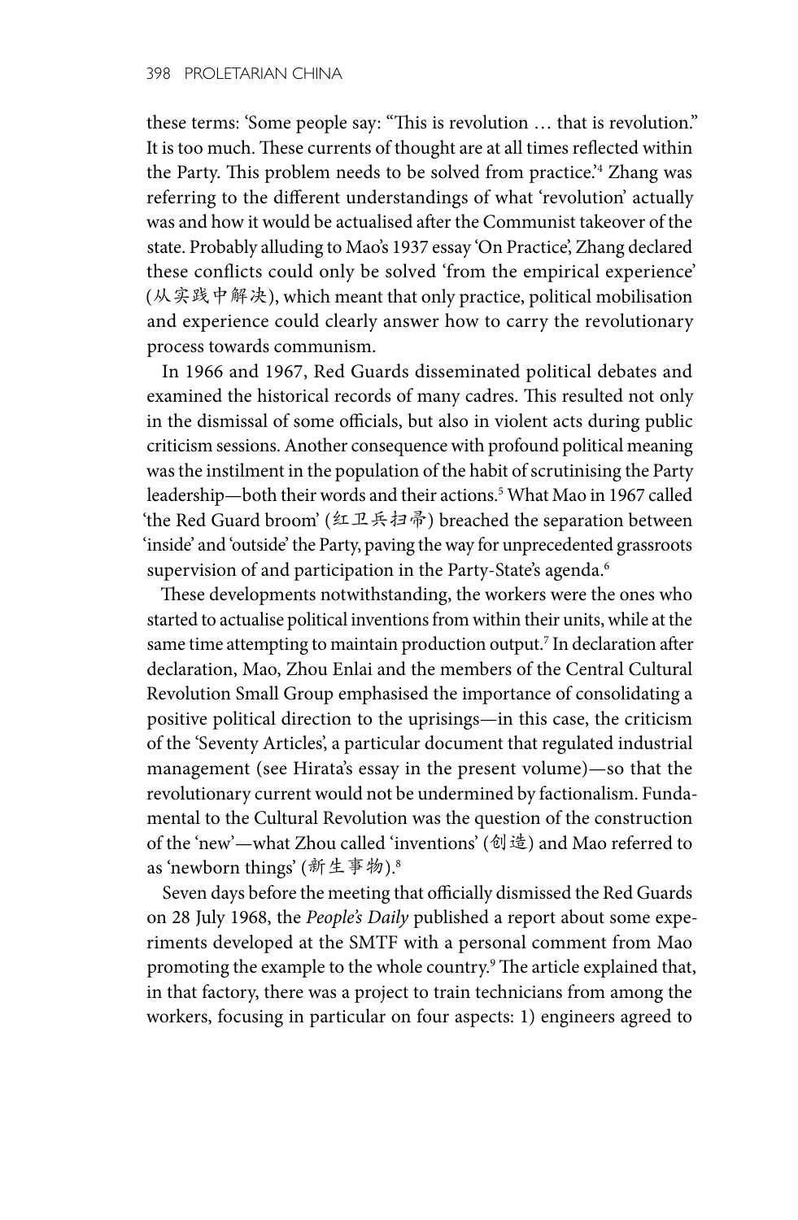these terms: 'Some people say: "This is revolution … that is revolution." It is too much. These currents of thought are at all times reflected within the Party. This problem needs to be solved from practice.'[4] Zhang was referring to the different understandings of what 'revolution' actually was and how it would be actualised after the Communist takeover of the state. Probably alluding to Mao's 1937 essay 'On Practice', Zhang declared these conflicts could only be solved 'from the empirical experience' (从实践中解决), which meant that only practice, political mobilisation and experience could clearly answer how to carry the revolutionary process towards communism.

In 1966 and 1967, Red Guards disseminated political debates and examined the historical records of many cadres. This resulted not only in the dismissal of some officials, but also in violent acts during public criticism sessions. Another consequence with profound political meaning was the instilment in the population of the habit of scrutinising the Party leadership—both their words and their actions.[5] What Mao in 1967 called 'the Red Guard broom' (红卫兵扫帚) breached the separation between 'inside' and 'outside' the Party, paving the way for unprecedented grassroots supervision of and participation in the Party-State's agenda.[6]

These developments notwithstanding, the workers were the ones who started to actualise political inventions from within their units, while at the same time attempting to maintain production output.[7] In declaration after declaration, Mao, Zhou Enlai and the members of the Central Cultural Revolution Small Group emphasised the importance of consolidating a positive political direction to the uprisings—in this case, the criticism of the 'Seventy Articles', a particular document that regulated industrial management (see Hirata's essay in the present volume)—so that the revolutionary current would not be undermined by factionalism. Fundamental to the Cultural Revolution was the question of the construction of the 'new'—what Zhou called 'inventions' (创造) and Mao referred to as 'newborn things' (新生事物).[8]

Seven days before the meeting that officially dismissed the Red Guards on 28 July 1968, the *People's Daily* published a report about some experiments developed at the SMTF with a personal comment from Mao promoting the example to the whole country.[9] The article explained that, in that factory, there was a project to train technicians from among the workers, focusing in particular on four aspects: 1) engineers agreed to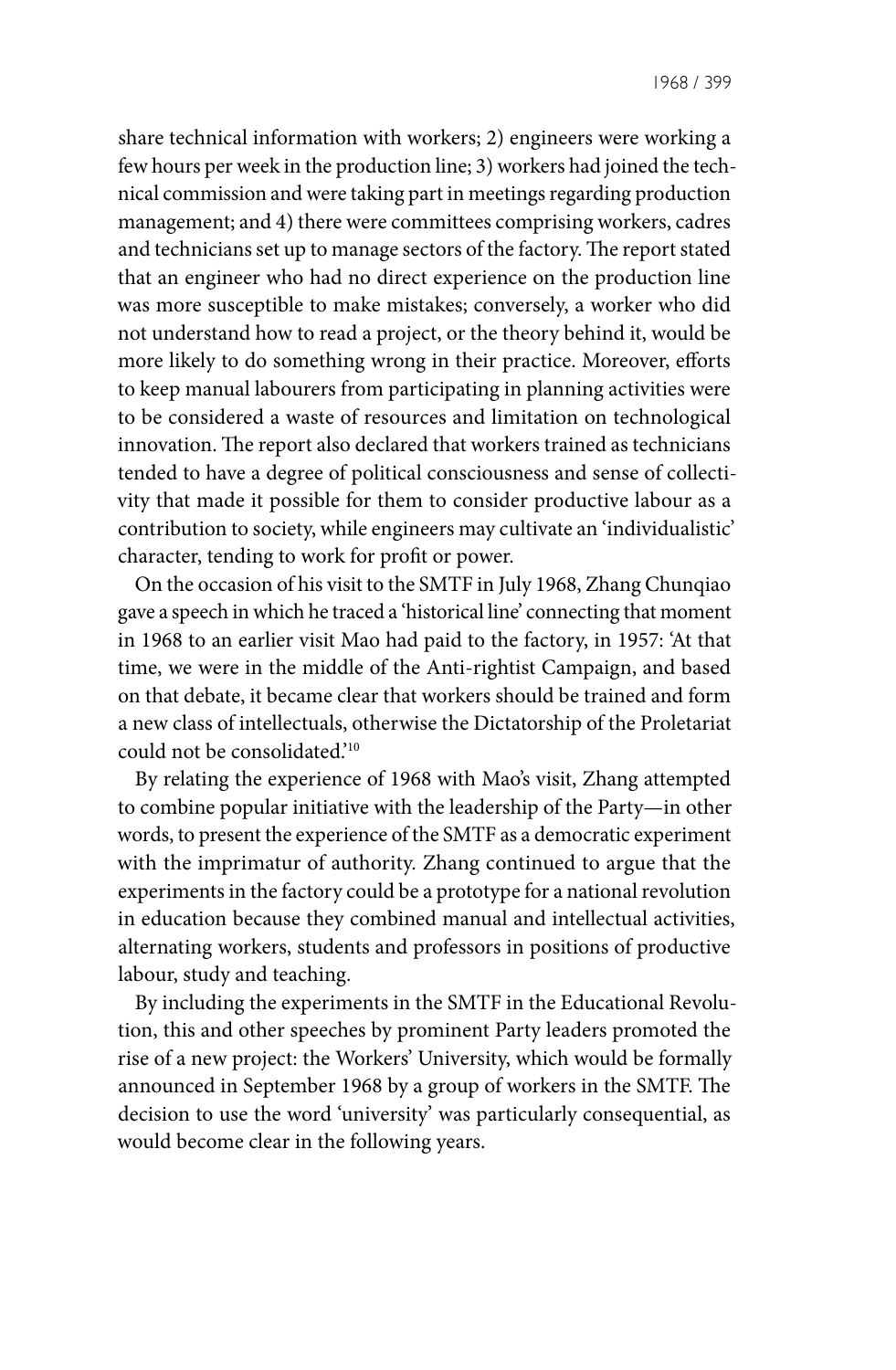share technical information with workers; 2) engineers were working a few hours per week in the production line; 3) workers had joined the technical commission and were taking part in meetings regarding production management; and 4) there were committees comprising workers, cadres and technicians set up to manage sectors of the factory. The report stated that an engineer who had no direct experience on the production line was more susceptible to make mistakes; conversely, a worker who did not understand how to read a project, or the theory behind it, would be more likely to do something wrong in their practice. Moreover, efforts to keep manual labourers from participating in planning activities were to be considered a waste of resources and limitation on technological innovation. The report also declared that workers trained as technicians tended to have a degree of political consciousness and sense of collectivity that made it possible for them to consider productive labour as a contribution to society, while engineers may cultivate an 'individualistic' character, tending to work for profit or power.

On the occasion of his visit to the SMTF in July 1968, Zhang Chunqiao gave a speech in which he traced a 'historical line' connecting that moment in 1968 to an earlier visit Mao had paid to the factory, in 1957: 'At that time, we were in the middle of the Anti-rightist Campaign, and based on that debate, it became clear that workers should be trained and form a new class of intellectuals, otherwise the Dictatorship of the Proletariat could not be consolidated.'[10]

By relating the experience of 1968 with Mao's visit, Zhang attempted to combine popular initiative with the leadership of the Party—in other words, to present the experience of the SMTF as a democratic experiment with the imprimatur of authority. Zhang continued to argue that the experiments in the factory could be a prototype for a national revolution in education because they combined manual and intellectual activities, alternating workers, students and professors in positions of productive labour, study and teaching.

By including the experiments in the SMTF in the Educational Revolution, this and other speeches by prominent Party leaders promoted the rise of a new project: the Workers' University, which would be formally announced in September 1968 by a group of workers in the SMTF. The decision to use the word 'university' was particularly consequential, as would become clear in the following years.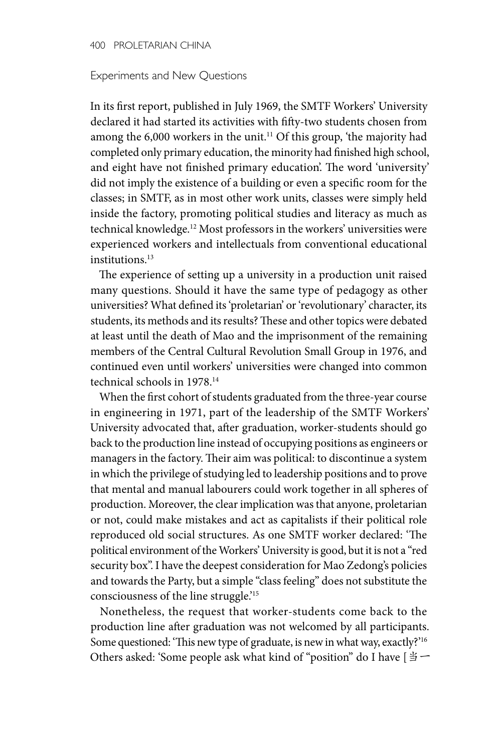## Experiments and New Questions

In its first report, published in July 1969, the SMTF Workers' University declared it had started its activities with fifty-two students chosen from among the 6,000 workers in the unit.[11] Of this group, 'the majority had completed only primary education, the minority had finished high school, and eight have not finished primary education'. The word 'university' did not imply the existence of a building or even a specific room for the classes; in SMTF, as in most other work units, classes were simply held inside the factory, promoting political studies and literacy as much as technical knowledge.[12] Most professors in the workers' universities were experienced workers and intellectuals from conventional educational institutions.[13]

The experience of setting up a university in a production unit raised many questions. Should it have the same type of pedagogy as other universities? What defined its 'proletarian' or 'revolutionary' character, its students, its methods and its results? These and other topics were debated at least until the death of Mao and the imprisonment of the remaining members of the Central Cultural Revolution Small Group in 1976, and continued even until workers' universities were changed into common technical schools in 1978.[14]

When the first cohort of students graduated from the three-year course in engineering in 1971, part of the leadership of the SMTF Workers' University advocated that, after graduation, worker-students should go back to the production line instead of occupying positions as engineers or managers in the factory. Their aim was political: to discontinue a system in which the privilege of studying led to leadership positions and to prove that mental and manual labourers could work together in all spheres of production. Moreover, the clear implication was that anyone, proletarian or not, could make mistakes and act as capitalists if their political role reproduced old social structures. As one SMTF worker declared: 'The political environment of the Workers' University is good, but it is not a "red security box". I have the deepest consideration for Mao Zedong's policies and towards the Party, but a simple "class feeling" does not substitute the consciousness of the line struggle.'[15]

Nonetheless, the request that worker-students come back to the production line after graduation was not welcomed by all participants. Some questioned: 'This new type of graduate, is new in what way, exactly?'[16] Others asked: 'Some people ask what kind of "position" do I have [当一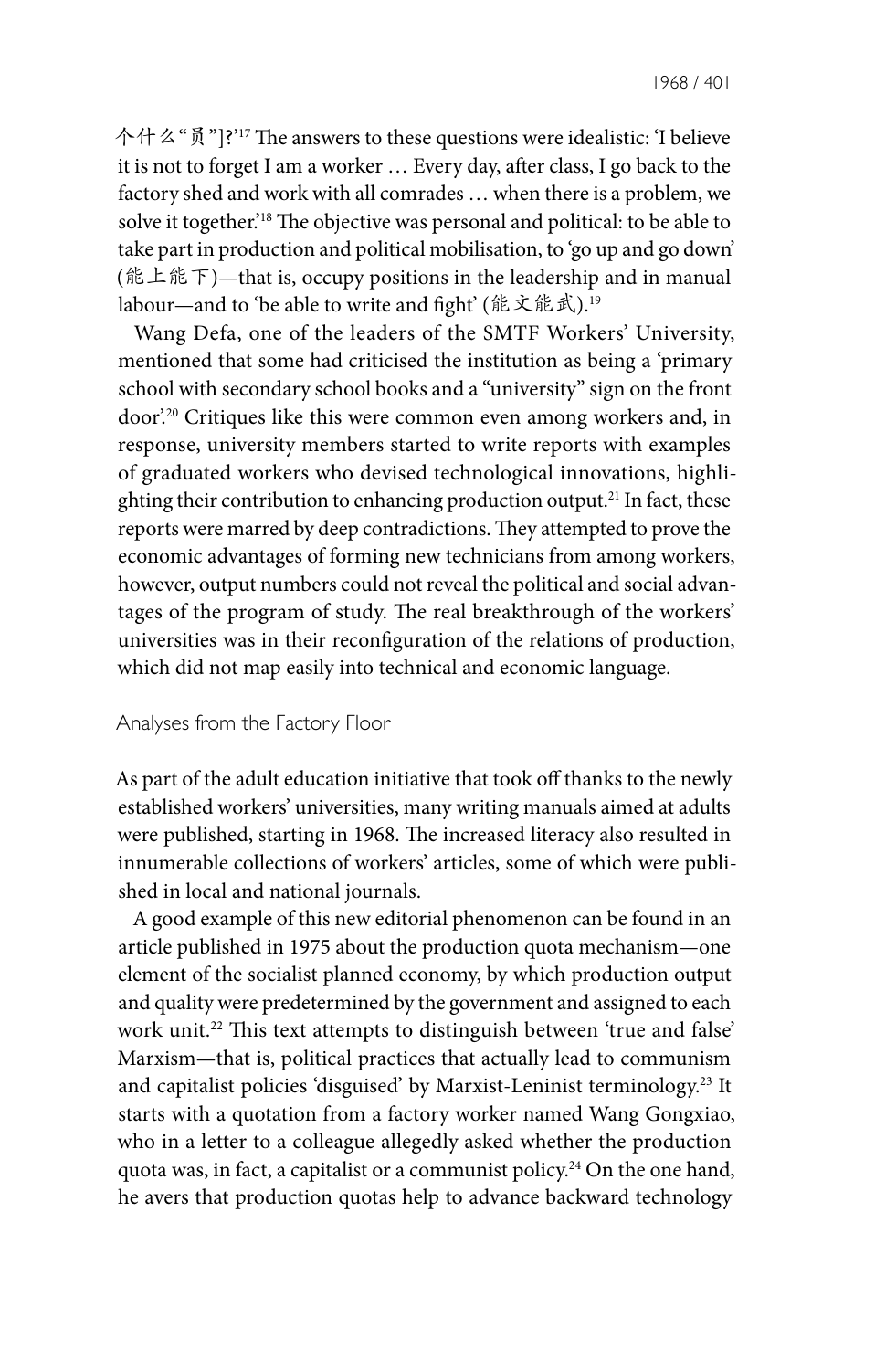个什么“员”]?’[17] The answers to these questions were idealistic: ‘I believe it is not to forget I am a worker … Every day, after class, I go back to the factory shed and work with all comrades … when there is a problem, we solve it together.’[18] The objective was personal and political: to be able to take part in production and political mobilisation, to ‘go up and go down’ (能上能下)—that is, occupy positions in the leadership and in manual labour—and to ‘be able to write and fight’ (能文能武).[19]

Wang Defa, one of the leaders of the SMTF Workers’ University, mentioned that some had criticised the institution as being a ‘primary school with secondary school books and a “university” sign on the front door’.[20] Critiques like this were common even among workers and, in response, university members started to write reports with examples of graduated workers who devised technological innovations, highlighting their contribution to enhancing production output.[21] In fact, these reports were marred by deep contradictions. They attempted to prove the economic advantages of forming new technicians from among workers, however, output numbers could not reveal the political and social advantages of the program of study. The real breakthrough of the workers’ universities was in their reconfiguration of the relations of production, which did not map easily into technical and economic language.

## Analyses from the Factory Floor

As part of the adult education initiative that took off thanks to the newly established workers’ universities, many writing manuals aimed at adults were published, starting in 1968. The increased literacy also resulted in innumerable collections of workers’ articles, some of which were published in local and national journals.

A good example of this new editorial phenomenon can be found in an article published in 1975 about the production quota mechanism—one element of the socialist planned economy, by which production output and quality were predetermined by the government and assigned to each work unit.[22] This text attempts to distinguish between ‘true and false’ Marxism—that is, political practices that actually lead to communism and capitalist policies ‘disguised’ by Marxist-Leninist terminology.[23] It starts with a quotation from a factory worker named Wang Gongxiao, who in a letter to a colleague allegedly asked whether the production quota was, in fact, a capitalist or a communist policy.[24] On the one hand, he avers that production quotas help to advance backward technology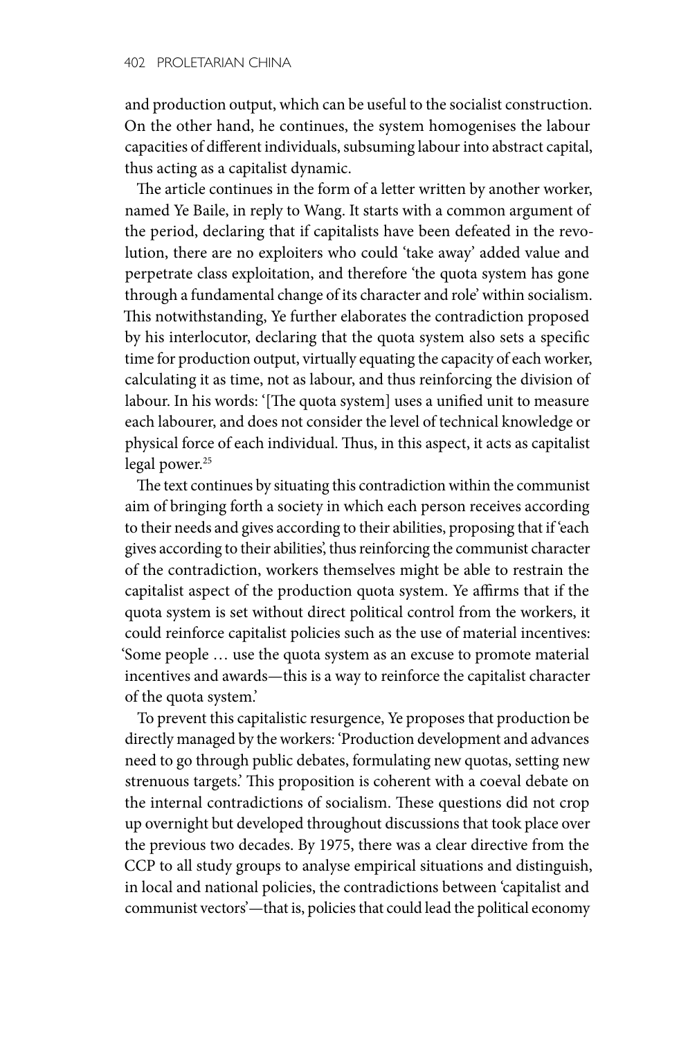and production output, which can be useful to the socialist construction. On the other hand, he continues, the system homogenises the labour capacities of different individuals, subsuming labour into abstract capital, thus acting as a capitalist dynamic.

The article continues in the form of a letter written by another worker, named Ye Baile, in reply to Wang. It starts with a common argument of the period, declaring that if capitalists have been defeated in the revolution, there are no exploiters who could 'take away' added value and perpetrate class exploitation, and therefore 'the quota system has gone through a fundamental change of its character and role' within socialism. This notwithstanding, Ye further elaborates the contradiction proposed by his interlocutor, declaring that the quota system also sets a specific time for production output, virtually equating the capacity of each worker, calculating it as time, not as labour, and thus reinforcing the division of labour. In his words: '[The quota system] uses a unified unit to measure each labourer, and does not consider the level of technical knowledge or physical force of each individual. Thus, in this aspect, it acts as capitalist legal power.[25]

The text continues by situating this contradiction within the communist aim of bringing forth a society in which each person receives according to their needs and gives according to their abilities, proposing that if 'each gives according to their abilities', thus reinforcing the communist character of the contradiction, workers themselves might be able to restrain the capitalist aspect of the production quota system. Ye affirms that if the quota system is set without direct political control from the workers, it could reinforce capitalist policies such as the use of material incentives: 'Some people … use the quota system as an excuse to promote material incentives and awards—this is a way to reinforce the capitalist character of the quota system.'

To prevent this capitalistic resurgence, Ye proposes that production be directly managed by the workers: 'Production development and advances need to go through public debates, formulating new quotas, setting new strenuous targets.' This proposition is coherent with a coeval debate on the internal contradictions of socialism. These questions did not crop up overnight but developed throughout discussions that took place over the previous two decades. By 1975, there was a clear directive from the CCP to all study groups to analyse empirical situations and distinguish, in local and national policies, the contradictions between 'capitalist and communist vectors'—that is, policies that could lead the political economy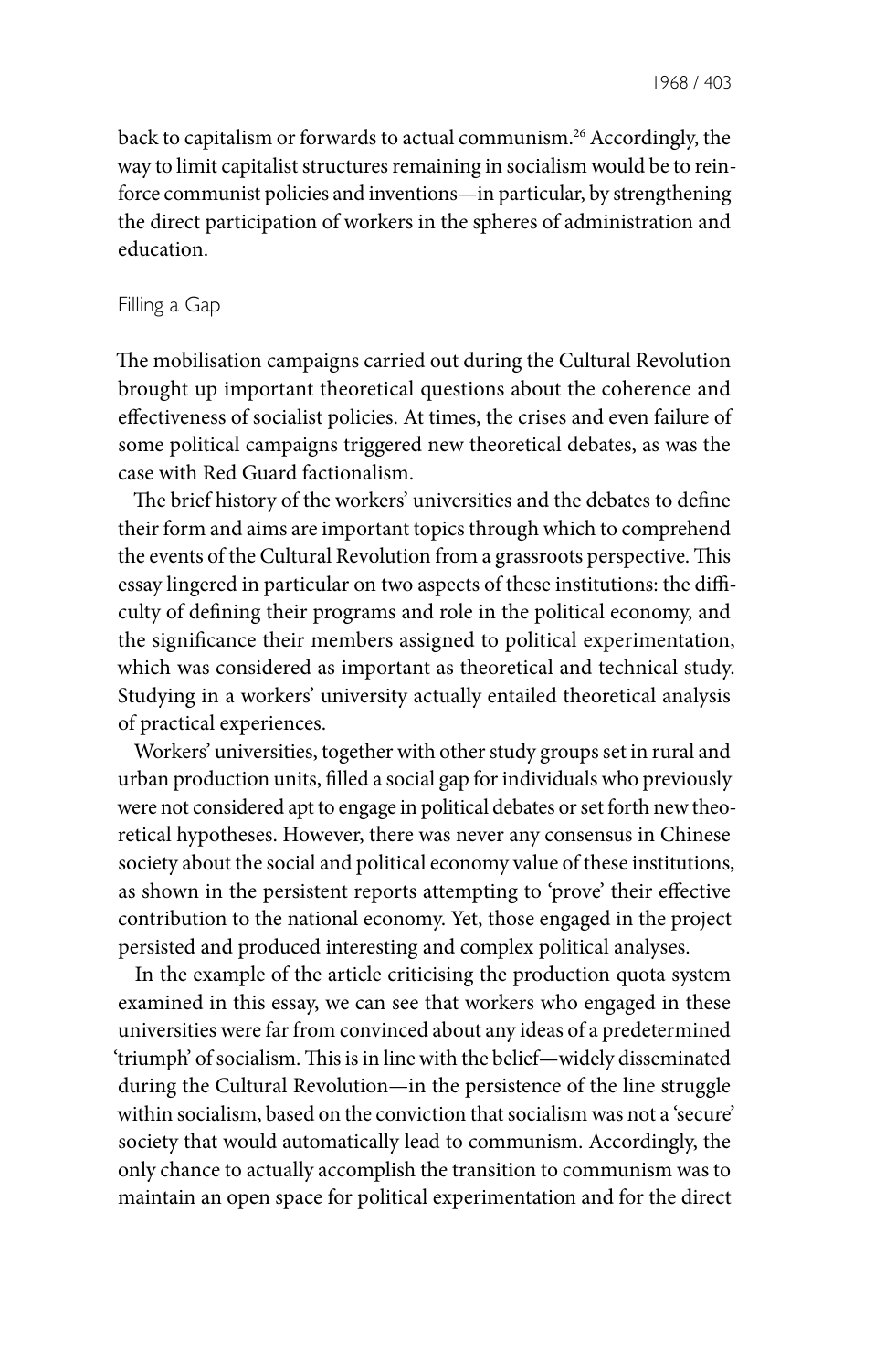back to capitalism or forwards to actual communism.[26] Accordingly, the way to limit capitalist structures remaining in socialism would be to reinforce communist policies and inventions—in particular, by strengthening the direct participation of workers in the spheres of administration and education.

## Filling a Gap

The mobilisation campaigns carried out during the Cultural Revolution brought up important theoretical questions about the coherence and effectiveness of socialist policies. At times, the crises and even failure of some political campaigns triggered new theoretical debates, as was the case with Red Guard factionalism.

The brief history of the workers' universities and the debates to define their form and aims are important topics through which to comprehend the events of the Cultural Revolution from a grassroots perspective. This essay lingered in particular on two aspects of these institutions: the difficulty of defining their programs and role in the political economy, and the significance their members assigned to political experimentation, which was considered as important as theoretical and technical study. Studying in a workers' university actually entailed theoretical analysis of practical experiences.

Workers' universities, together with other study groups set in rural and urban production units, filled a social gap for individuals who previously were not considered apt to engage in political debates or set forth new theoretical hypotheses. However, there was never any consensus in Chinese society about the social and political economy value of these institutions, as shown in the persistent reports attempting to 'prove' their effective contribution to the national economy. Yet, those engaged in the project persisted and produced interesting and complex political analyses.

In the example of the article criticising the production quota system examined in this essay, we can see that workers who engaged in these universities were far from convinced about any ideas of a predetermined 'triumph' of socialism. This is in line with the belief—widely disseminated during the Cultural Revolution—in the persistence of the line struggle within socialism, based on the conviction that socialism was not a 'secure' society that would automatically lead to communism. Accordingly, the only chance to actually accomplish the transition to communism was to maintain an open space for political experimentation and for the direct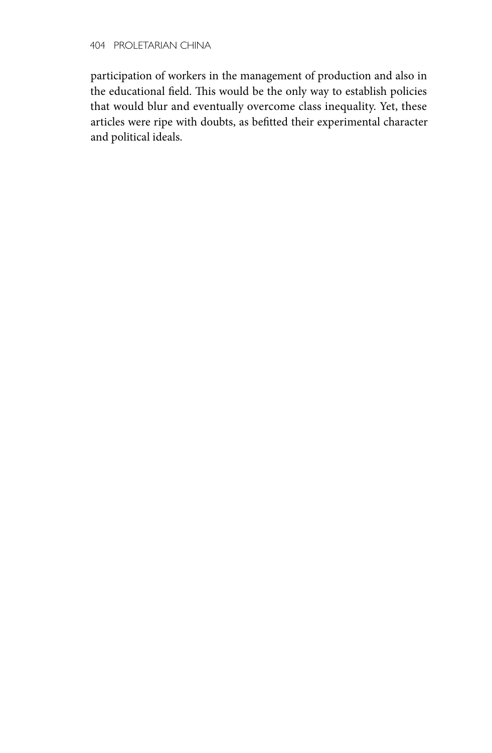participation of workers in the management of production and also in the educational field. This would be the only way to establish policies that would blur and eventually overcome class inequality. Yet, these articles were ripe with doubts, as befitted their experimental character and political ideals.